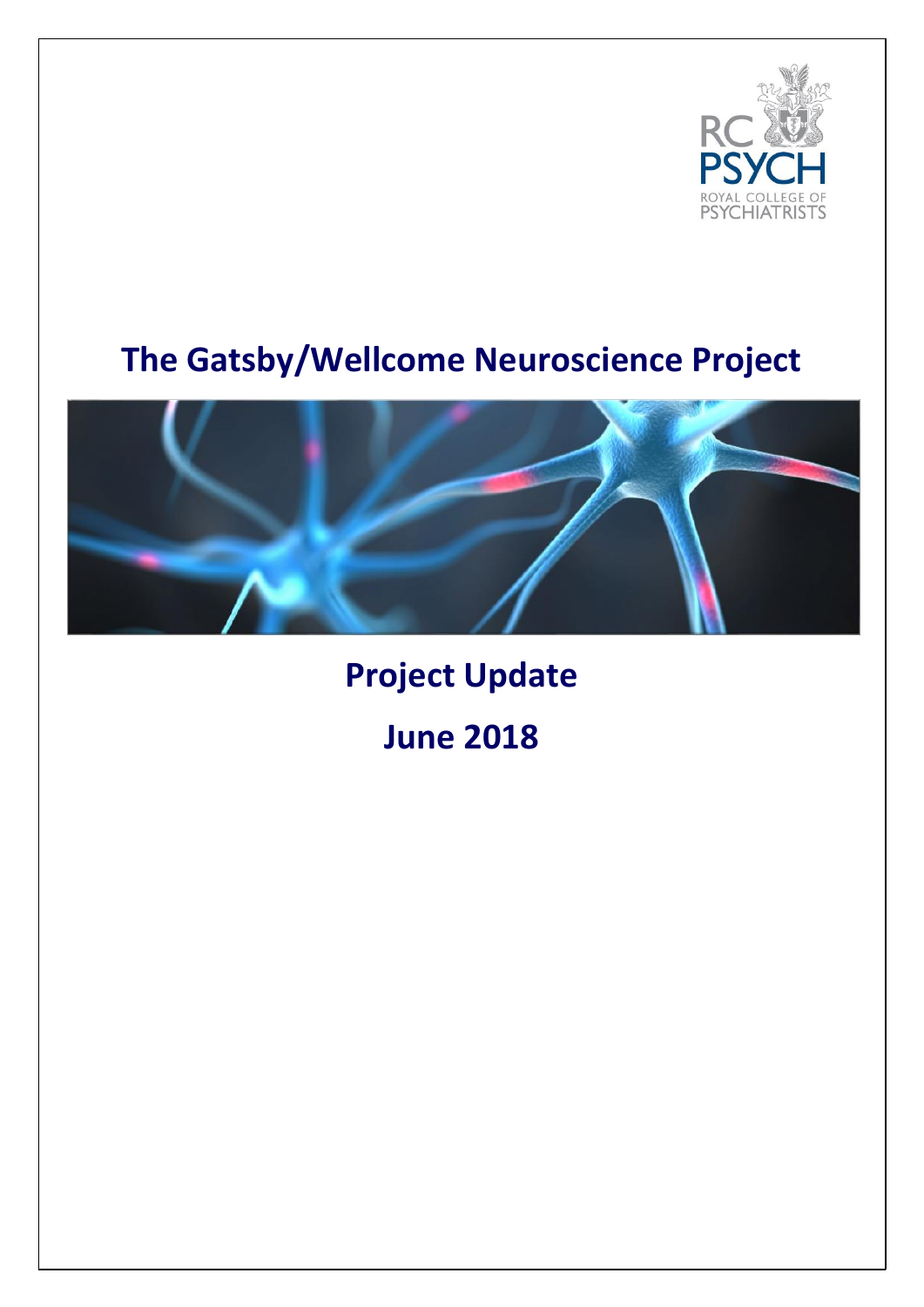RC PSYCH
ROYAL COLLEGE OF PSYCHIATRISTS

# The Gatsby/Wellcome Neuroscience Project

## Project Update

## June 2018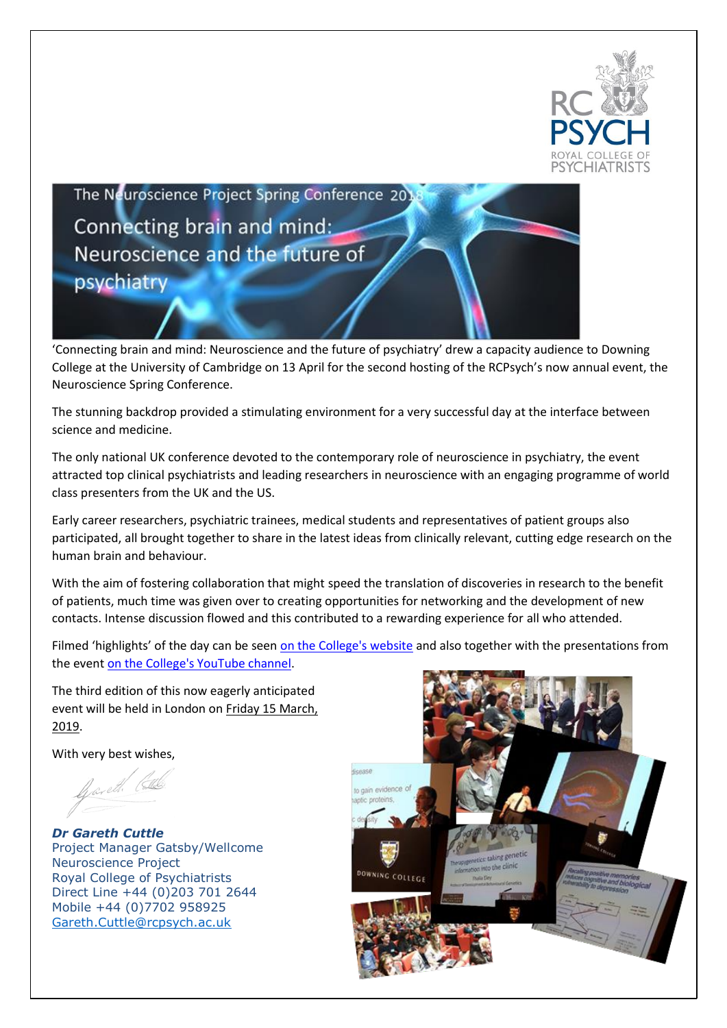The Neuroscience Project Spring Conference 2018

# Connecting brain and mind: Neuroscience and the future of psychiatry

'Connecting brain and mind: Neuroscience and the future of psychiatry' drew a capacity audience to Downing College at the University of Cambridge on 13 April for the second hosting of the RCPsych's now annual event, the Neuroscience Spring Conference.

The stunning backdrop provided a stimulating environment for a very successful day at the interface between science and medicine.

The only national UK conference devoted to the contemporary role of neuroscience in psychiatry, the event attracted top clinical psychiatrists and leading researchers in neuroscience with an engaging programme of world class presenters from the UK and the US.

Early career researchers, psychiatric trainees, medical students and representatives of patient groups also participated, all brought together to share in the latest ideas from clinically relevant, cutting edge research on the human brain and behaviour.

With the aim of fostering collaboration that might speed the translation of discoveries in research to the benefit of patients, much time was given over to creating opportunities for networking and the development of new contacts. Intense discussion flowed and this contributed to a rewarding experience for all who attended.

Filmed 'highlights' of the day can be seen on the College's website and also together with the presentations from the event on the College's YouTube channel.

The third edition of this now eagerly anticipated event will be held in London on Friday 15 March, 2019.

With very best wishes,

***Dr Gareth Cuttle***
Project Manager Gatsby/Wellcome Neuroscience Project
Royal College of Psychiatrists
Direct Line +44 (0)203 701 2644
Mobile +44 (0)7702 958925
Gareth.Cuttle@rcpsych.ac.uk